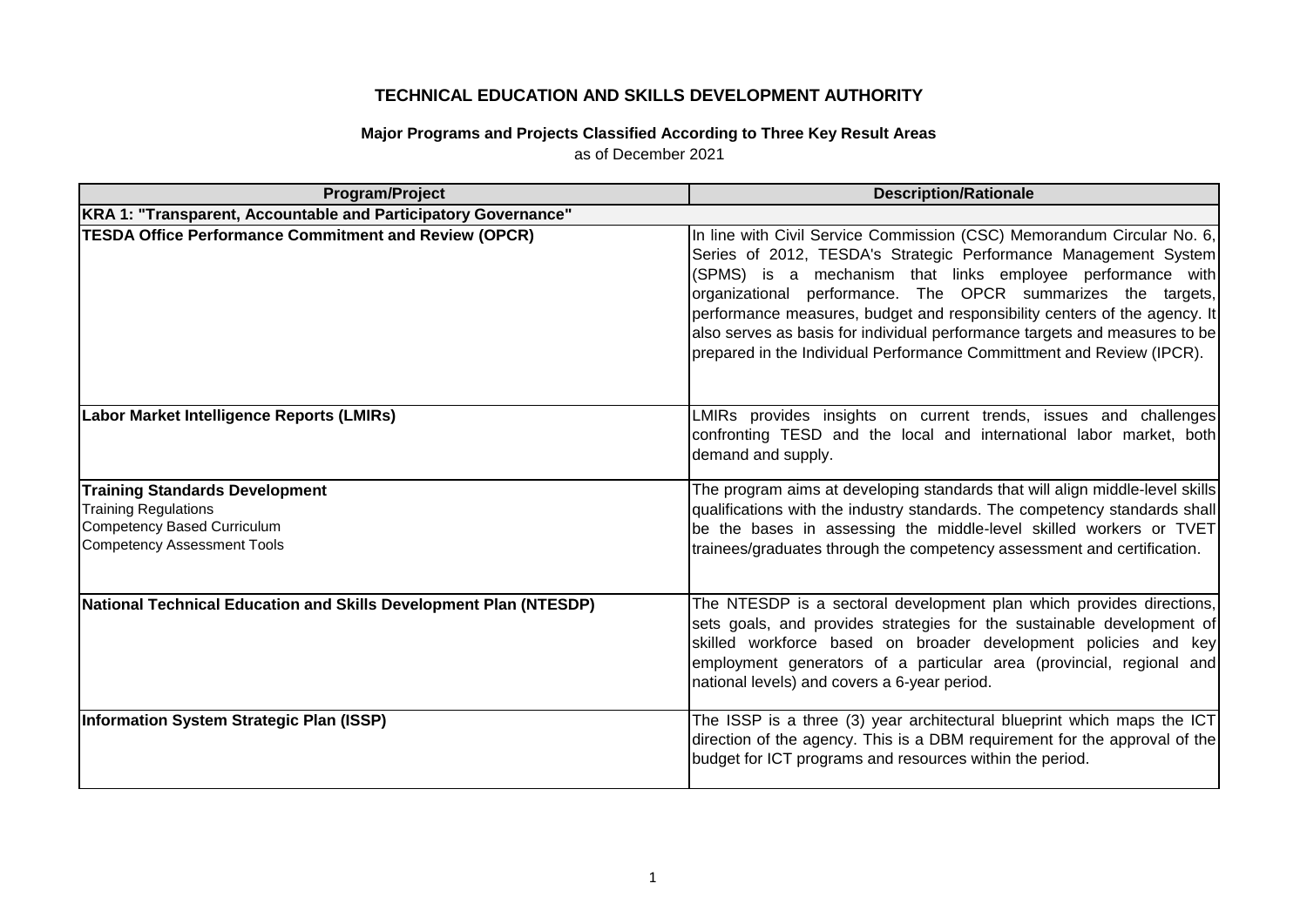**TECHNICAL EDUCATION AND SKILLS DEVELOPMENT AUTHORITY**

**Major Programs and Projects Classified According to Three Key Result Areas**

as of December 2021

| Program/Project | Description/Rationale |
|---|---|
| **KRA 1: "Transparent, Accountable and Participatory Governance"** | |
| **TESDA Office Performance Commitment and Review (OPCR)** | In line with Civil Service Commission (CSC) Memorandum Circular No. 6, Series of 2012, TESDA's Strategic Performance Management System (SPMS) is a mechanism that links employee performance with organizational performance. The OPCR summarizes the targets, performance measures, budget and responsibility centers of the agency. It also serves as basis for individual performance targets and measures to be prepared in the Individual Performance Committment and Review (IPCR). |
| **Labor Market Intelligence Reports (LMIRs)** | LMIRs provides insights on current trends, issues and challenges confronting TESD and the local and international labor market, both demand and supply. |
| **Training Standards Development**<br>Training Regulations<br>Competency Based Curriculum<br>Competency Assessment Tools | The program aims at developing standards that will align middle-level skills qualifications with the industry standards. The competency standards shall be the bases in assessing the middle-level skilled workers or TVET trainees/graduates through the competency assessment and certification. |
| **National Technical Education and Skills Development Plan (NTESDP)** | The NTESDP is a sectoral development plan which provides directions, sets goals, and provides strategies for the sustainable development of skilled workforce based on broader development policies and key employment generators of a particular area (provincial, regional and national levels) and covers a 6-year period. |
| **Information System Strategic Plan (ISSP)** | The ISSP is a three (3) year architectural blueprint which maps the ICT direction of the agency. This is a DBM requirement for the approval of the budget for ICT programs and resources within the period. |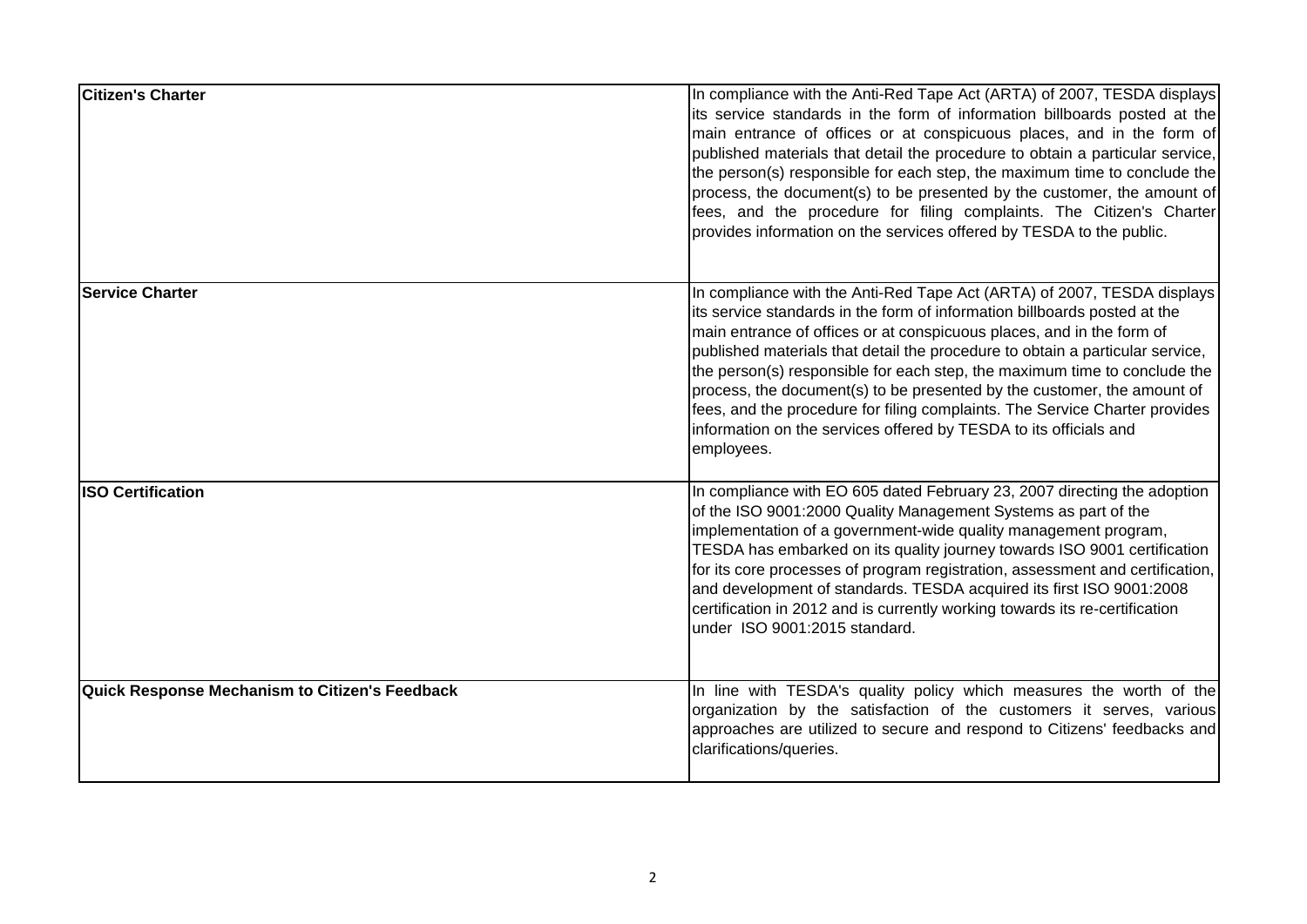| | |
|---|---|
| **Citizen's Charter** | In compliance with the Anti-Red Tape Act (ARTA) of 2007, TESDA displays its service standards in the form of information billboards posted at the main entrance of offices or at conspicuous places, and in the form of published materials that detail the procedure to obtain a particular service, the person(s) responsible for each step, the maximum time to conclude the process, the document(s) to be presented by the customer, the amount of fees, and the procedure for filing complaints. The Citizen's Charter provides information on the services offered by TESDA to the public. |
| **Service Charter** | In compliance with the Anti-Red Tape Act (ARTA) of 2007, TESDA displays its service standards in the form of information billboards posted at the main entrance of offices or at conspicuous places, and in the form of published materials that detail the procedure to obtain a particular service, the person(s) responsible for each step, the maximum time to conclude the process, the document(s) to be presented by the customer, the amount of fees, and the procedure for filing complaints. The Service Charter provides information on the services offered by TESDA to its officials and employees. |
| **ISO Certification** | In compliance with EO 605 dated February 23, 2007 directing the adoption of the ISO 9001:2000 Quality Management Systems as part of the implementation of a government-wide quality management program, TESDA has embarked on its quality journey towards ISO 9001 certification for its core processes of program registration, assessment and certification, and development of standards. TESDA acquired its first ISO 9001:2008 certification in 2012 and is currently working towards its re-certification under ISO 9001:2015 standard. |
| **Quick Response Mechanism to Citizen's Feedback** | In line with TESDA's quality policy which measures the worth of the organization by the satisfaction of the customers it serves, various approaches are utilized to secure and respond to Citizens' feedbacks and clarifications/queries. |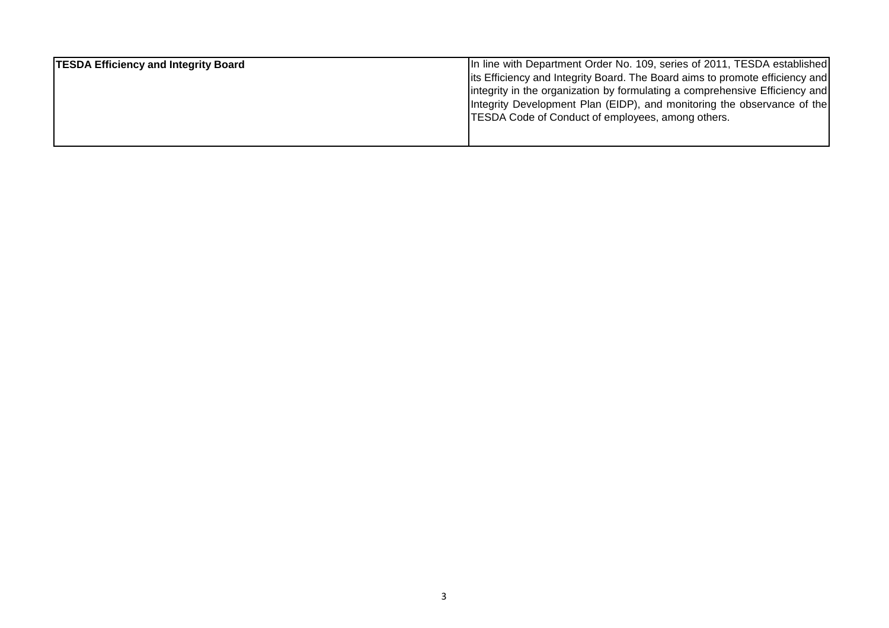| **TESDA Efficiency and Integrity Board** | In line with Department Order No. 109, series of 2011, TESDA established its Efficiency and Integrity Board. The Board aims to promote efficiency and integrity in the organization by formulating a comprehensive Efficiency and Integrity Development Plan (EIDP), and monitoring the observance of the TESDA Code of Conduct of employees, among others. |
|---|---|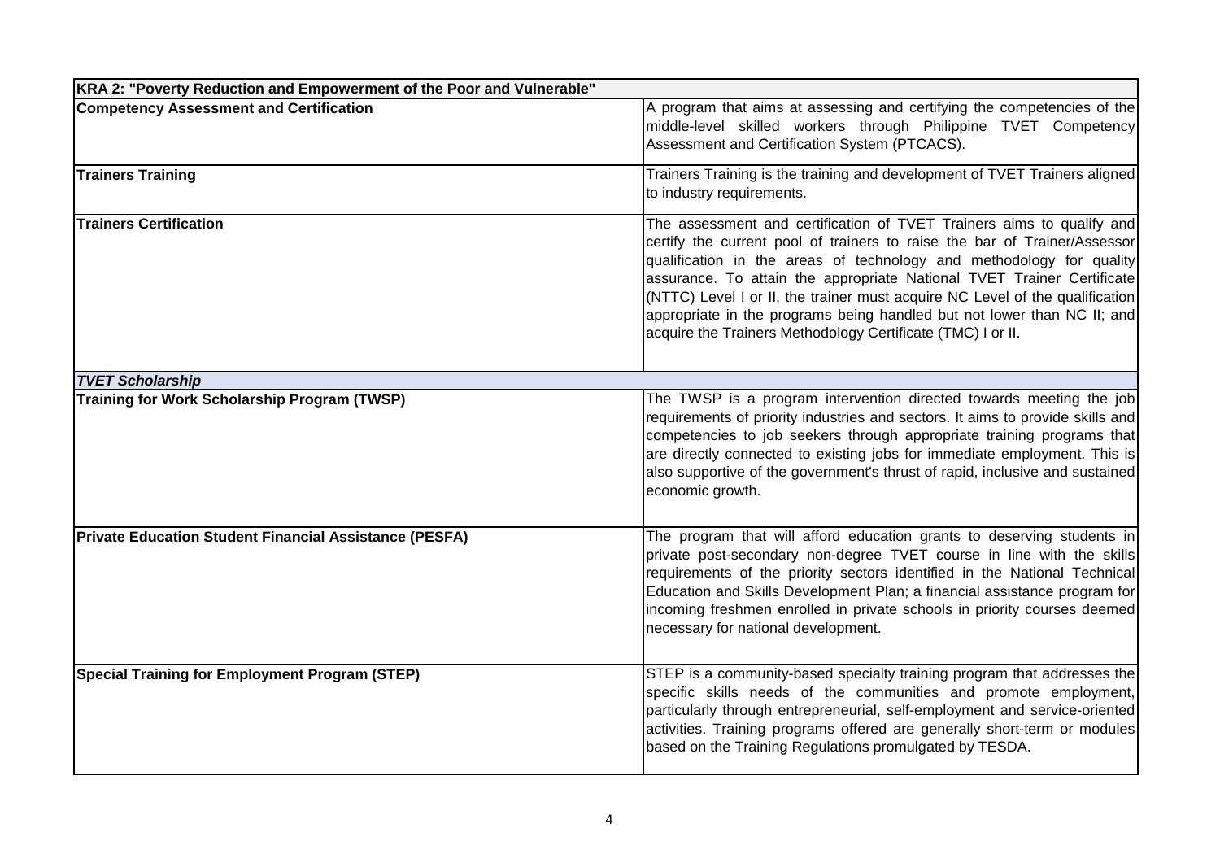| KRA 2: "Poverty Reduction and Empowerment of the Poor and Vulnerable" | |
|---|---|
| **Competency Assessment and Certification** | A program that aims at assessing and certifying the competencies of the middle-level skilled workers through Philippine TVET Competency Assessment and Certification System (PTCACS). |
| **Trainers Training** | Trainers Training is the training and development of TVET Trainers aligned to industry requirements. |
| **Trainers Certification** | The assessment and certification of TVET Trainers aims to qualify and certify the current pool of trainers to raise the bar of Trainer/Assessor qualification in the areas of technology and methodology for quality assurance. To attain the appropriate National TVET Trainer Certificate (NTTC) Level I or II, the trainer must acquire NC Level of the qualification appropriate in the programs being handled but not lower than NC II; and acquire the Trainers Methodology Certificate (TMC) I or II. |
| ***TVET Scholarship*** | |
| **Training for Work Scholarship Program (TWSP)** | The TWSP is a program intervention directed towards meeting the job requirements of priority industries and sectors. It aims to provide skills and competencies to job seekers through appropriate training programs that are directly connected to existing jobs for immediate employment. This is also supportive of the government's thrust of rapid, inclusive and sustained economic growth. |
| **Private Education Student Financial Assistance (PESFA)** | The program that will afford education grants to deserving students in private post-secondary non-degree TVET course in line with the skills requirements of the priority sectors identified in the National Technical Education and Skills Development Plan; a financial assistance program for incoming freshmen enrolled in private schools in priority courses deemed necessary for national development. |
| **Special Training for Employment Program (STEP)** | STEP is a community-based specialty training program that addresses the specific skills needs of the communities and promote employment, particularly through entrepreneurial, self-employment and service-oriented activities. Training programs offered are generally short-term or modules based on the Training Regulations promulgated by TESDA. |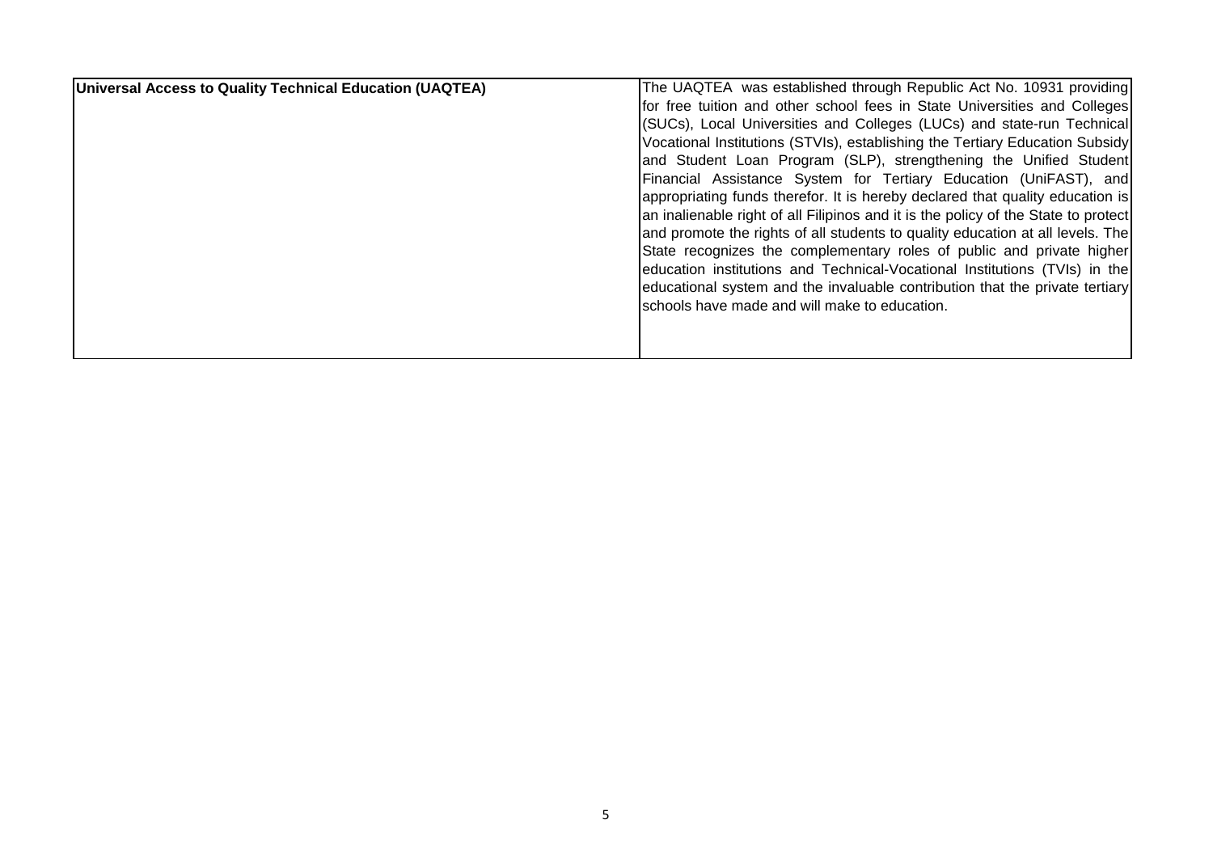| | |
|---|---|
| **Universal Access to Quality Technical Education (UAQTEA)** | The UAQTEA was established through Republic Act No. 10931 providing for free tuition and other school fees in State Universities and Colleges (SUCs), Local Universities and Colleges (LUCs) and state-run Technical Vocational Institutions (STVIs), establishing the Tertiary Education Subsidy and Student Loan Program (SLP), strengthening the Unified Student Financial Assistance System for Tertiary Education (UniFAST), and appropriating funds therefor. It is hereby declared that quality education is an inalienable right of all Filipinos and it is the policy of the State to protect and promote the rights of all students to quality education at all levels. The State recognizes the complementary roles of public and private higher education institutions and Technical-Vocational Institutions (TVIs) in the educational system and the invaluable contribution that the private tertiary schools have made and will make to education. |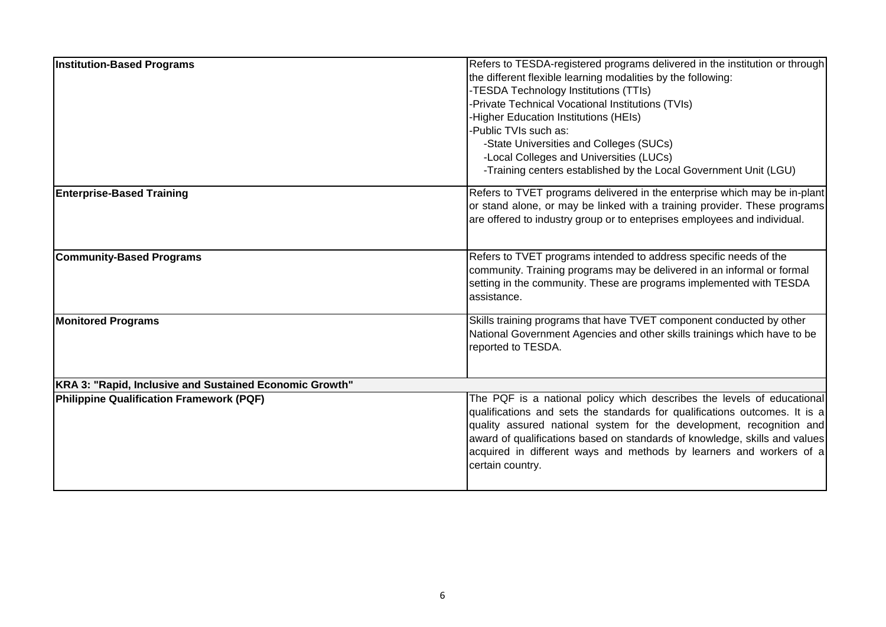| | |
|---|---|
| **Institution-Based Programs** | Refers to TESDA-registered programs delivered in the institution or through the different flexible learning modalities by the following:<br>-TESDA Technology Institutions (TTIs)<br>-Private Technical Vocational Institutions (TVIs)<br>-Higher Education Institutions (HEIs)<br>-Public TVIs such as:<br>-State Universities and Colleges (SUCs)<br>-Local Colleges and Universities (LUCs)<br>-Training centers established by the Local Government Unit (LGU) |
| **Enterprise-Based Training** | Refers to TVET programs delivered in the enterprise which may be in-plant or stand alone, or may be linked with a training provider. These programs are offered to industry group or to enteprises employees and individual. |
| **Community-Based Programs** | Refers to TVET programs intended to address specific needs of the community. Training programs may be delivered in an informal or formal setting in the community. These are programs implemented with TESDA assistance. |
| **Monitored Programs** | Skills training programs that have TVET component conducted by other National Government Agencies and other skills trainings which have to be reported to TESDA. |
| **KRA 3: "Rapid, Inclusive and Sustained Economic Growth"** | |
| **Philippine Qualification Framework (PQF)** | The PQF is a national policy which describes the levels of educational qualifications and sets the standards for qualifications outcomes. It is a quality assured national system for the development, recognition and award of qualifications based on standards of knowledge, skills and values acquired in different ways and methods by learners and workers of a certain country. |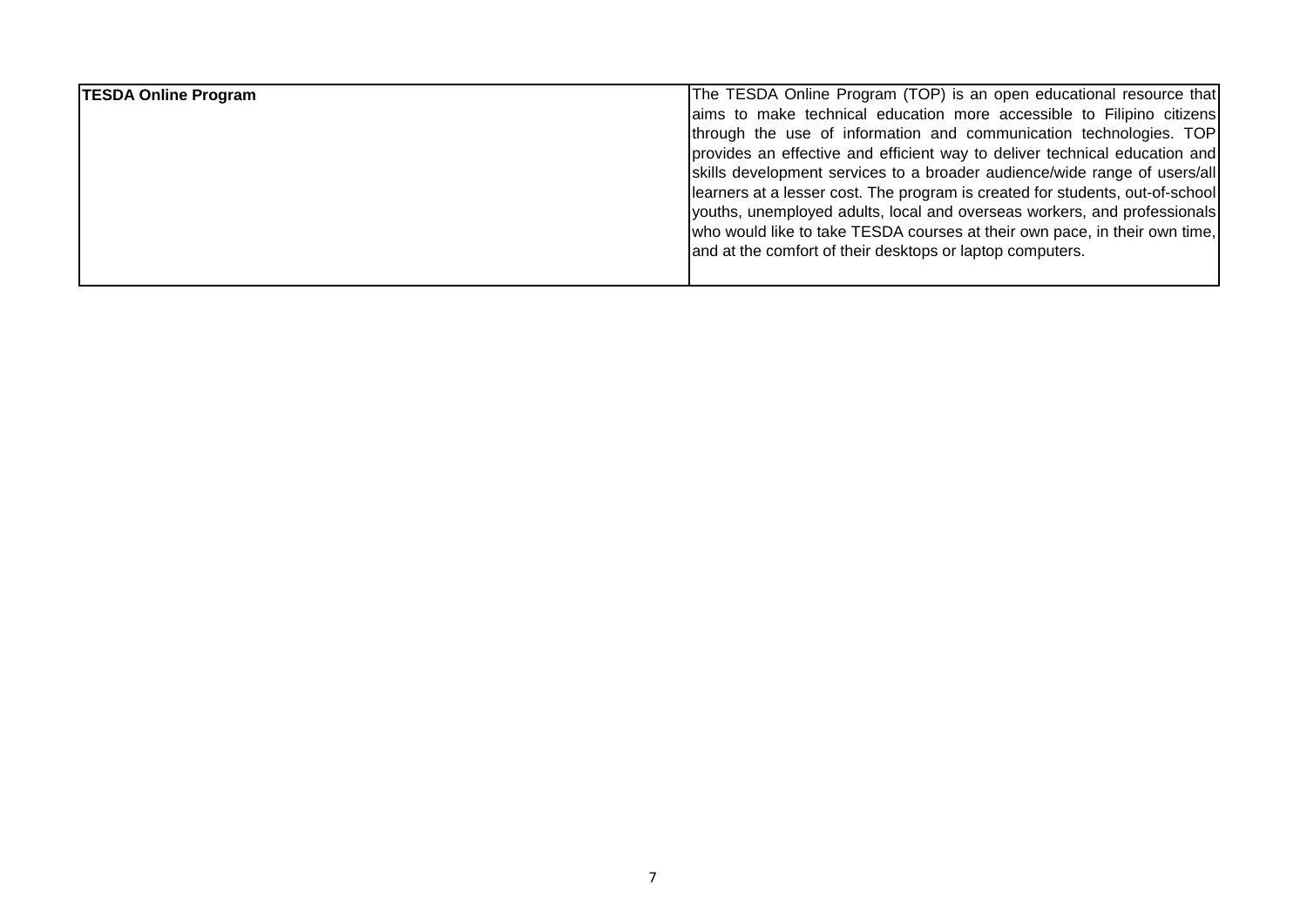| | |
|---|---|
| **TESDA Online Program** | The TESDA Online Program (TOP) is an open educational resource that aims to make technical education more accessible to Filipino citizens through the use of information and communication technologies. TOP provides an effective and efficient way to deliver technical education and skills development services to a broader audience/wide range of users/all learners at a lesser cost. The program is created for students, out-of-school youths, unemployed adults, local and overseas workers, and professionals who would like to take TESDA courses at their own pace, in their own time, and at the comfort of their desktops or laptop computers. |